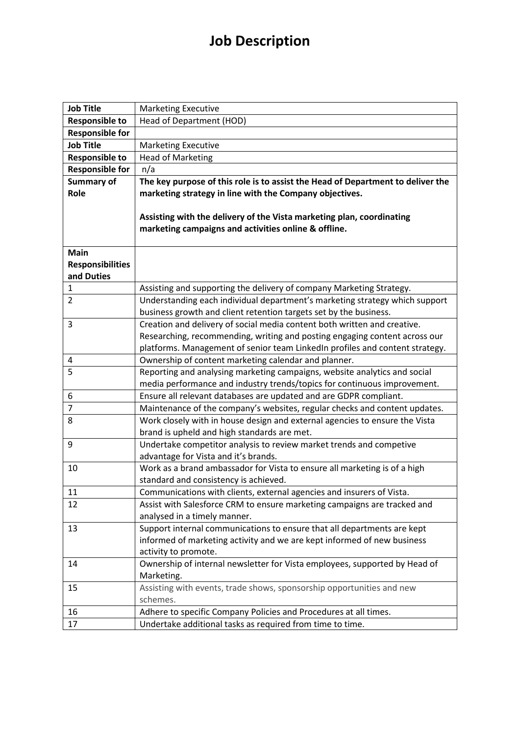# Job Description

| Job Title | Marketing Executive |
|---|---|
| **Responsible to** | Head of Department (HOD) |
| **Responsible for** | |
| **Job Title** | Marketing Executive |
| **Responsible to** | Head of Marketing |
| **Responsible for** | n/a |
| **Summary of Role** | **The key purpose of this role is to assist the Head of Department to deliver the marketing strategy in line with the Company objectives.**<br><br>**Assisting with the delivery of the Vista marketing plan, coordinating marketing campaigns and activities online & offline.** |
| **Main Responsibilities and Duties** | |
| 1 | Assisting and supporting the delivery of company Marketing Strategy. |
| 2 | Understanding each individual department's marketing strategy which support business growth and client retention targets set by the business. |
| 3 | Creation and delivery of social media content both written and creative. Researching, recommending, writing and posting engaging content across our platforms. Management of senior team LinkedIn profiles and content strategy. |
| 4 | Ownership of content marketing calendar and planner. |
| 5 | Reporting and analysing marketing campaigns, website analytics and social media performance and industry trends/topics for continuous improvement. |
| 6 | Ensure all relevant databases are updated and are GDPR compliant. |
| 7 | Maintenance of the company's websites, regular checks and content updates. |
| 8 | Work closely with in house design and external agencies to ensure the Vista brand is upheld and high standards are met. |
| 9 | Undertake competitor analysis to review market trends and competive advantage for Vista and it's brands. |
| 10 | Work as a brand ambassador for Vista to ensure all marketing is of a high standard and consistency is achieved. |
| 11 | Communications with clients, external agencies and insurers of Vista. |
| 12 | Assist with Salesforce CRM to ensure marketing campaigns are tracked and analysed in a timely manner. |
| 13 | Support internal communications to ensure that all departments are kept informed of marketing activity and we are kept informed of new business activity to promote. |
| 14 | Ownership of internal newsletter for Vista employees, supported by Head of Marketing. |
| 15 | Assisting with events, trade shows, sponsorship opportunities and new schemes. |
| 16 | Adhere to specific Company Policies and Procedures at all times. |
| 17 | Undertake additional tasks as required from time to time. |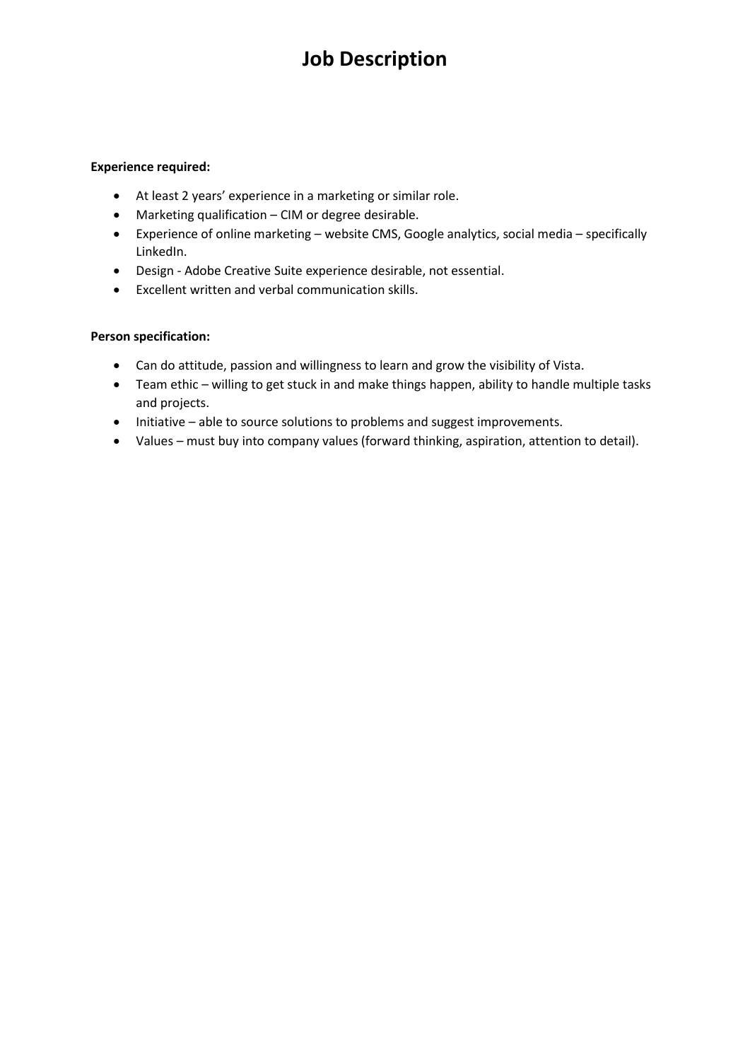# Job Description

**Experience required:**

- At least 2 years' experience in a marketing or similar role.
- Marketing qualification – CIM or degree desirable.
- Experience of online marketing – website CMS, Google analytics, social media – specifically LinkedIn.
- Design - Adobe Creative Suite experience desirable, not essential.
- Excellent written and verbal communication skills.

**Person specification:**

- Can do attitude, passion and willingness to learn and grow the visibility of Vista.
- Team ethic – willing to get stuck in and make things happen, ability to handle multiple tasks and projects.
- Initiative – able to source solutions to problems and suggest improvements.
- Values – must buy into company values (forward thinking, aspiration, attention to detail).